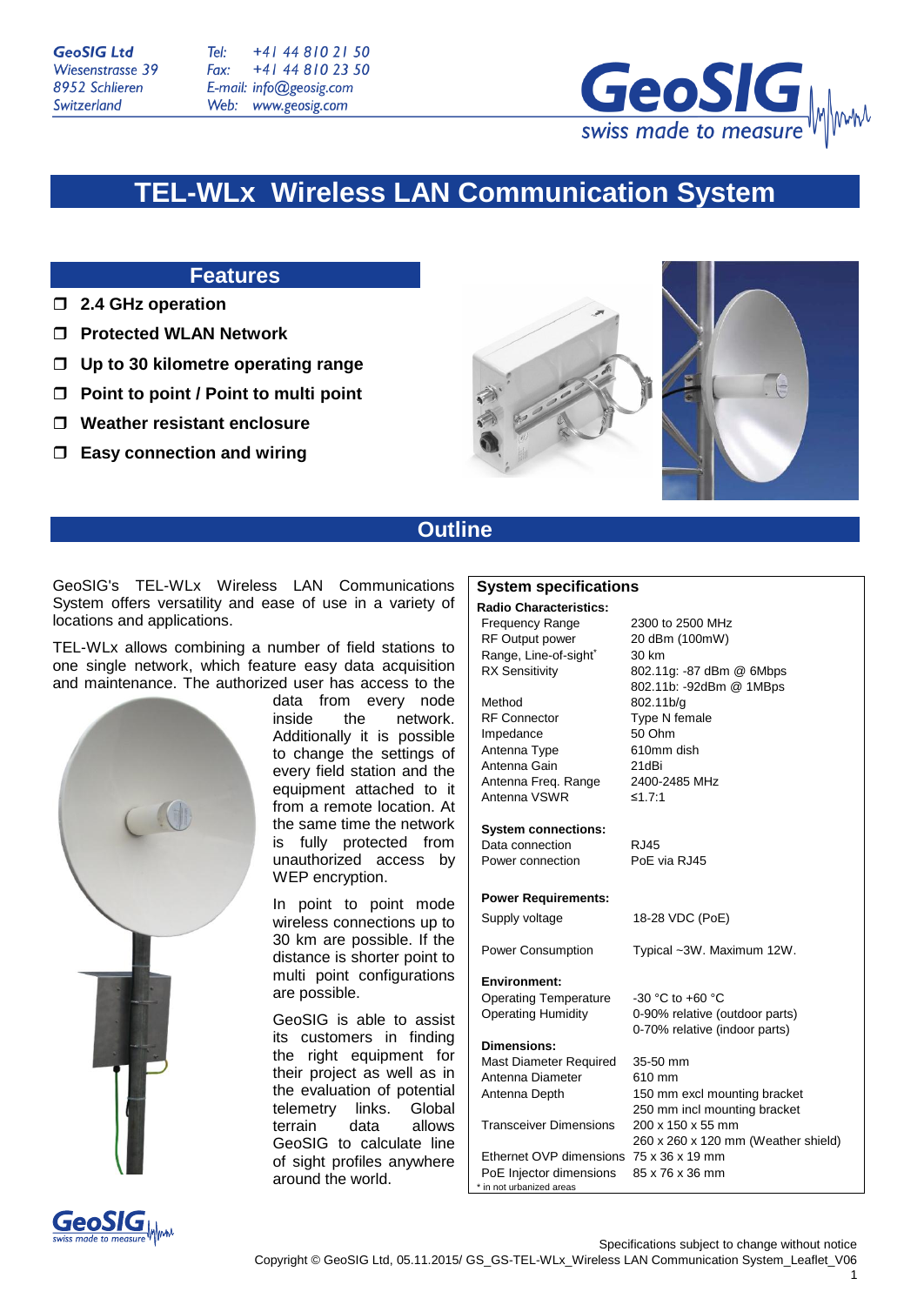GeoSIG Ltd
Wiesenstrasse 39
8952 Schlieren
Switzerland

Tel: +41 44 810 21 50
Fax: +41 44 810 23 50
E-mail: info@geosig.com
Web: www.geosig.com

# TEL-WLx Wireless LAN Communication System

## Features

- ❒ **2.4 GHz operation**
- ❒ **Protected WLAN Network**
- ❒ **Up to 30 kilometre operating range**
- ❒ **Point to point / Point to multi point**
- ❒ **Weather resistant enclosure**
- ❒ **Easy connection and wiring**

## Outline

GeoSIG's TEL-WLx Wireless LAN Communications System offers versatility and ease of use in a variety of locations and applications.

TEL-WLx allows combining a number of field stations to one single network, which feature easy data acquisition and maintenance. The authorized user has access to the data from every node inside the network. Additionally it is possible to change the settings of every field station and the equipment attached to it from a remote location. At the same time the network is fully protected from unauthorized access by WEP encryption.

In point to point mode wireless connections up to 30 km are possible. If the distance is shorter point to multi point configurations are possible.

GeoSIG is able to assist its customers in finding the right equipment for their project as well as in the evaluation of potential telemetry links. Global terrain data allows GeoSIG to calculate line of sight profiles anywhere around the world.

### System specifications

| | |
|---|---|
| **Radio Characteristics:** | |
| Frequency Range | 2300 to 2500 MHz |
| RF Output power | 20 dBm (100mW) |
| Range, Line-of-sight* | 30 km |
| RX Sensitivity | 802.11g: -87 dBm @ 6Mbps<br>802.11b: -92dBm @ 1MBps |
| Method | 802.11b/g |
| RF Connector | Type N female |
| Impedance | 50 Ohm |
| Antenna Type | 610mm dish |
| Antenna Gain | 21dBi |
| Antenna Freq. Range | 2400-2485 MHz |
| Antenna VSWR | ≤1.7:1 |
| **System connections:** | |
| Data connection | RJ45 |
| Power connection | PoE via RJ45 |
| **Power Requirements:** | |
| Supply voltage | 18-28 VDC (PoE) |
| Power Consumption | Typical ~3W. Maximum 12W. |
| **Environment:** | |
| Operating Temperature | -30 °C to +60 °C |
| Operating Humidity | 0-90% relative (outdoor parts)<br>0-70% relative (indoor parts) |
| **Dimensions:** | |
| Mast Diameter Required | 35-50 mm |
| Antenna Diameter | 610 mm |
| Antenna Depth | 150 mm excl mounting bracket<br>250 mm incl mounting bracket |
| Transceiver Dimensions | 200 x 150 x 55 mm<br>260 x 260 x 120 mm (Weather shield) |
| Ethernet OVP dimensions | 75 x 36 x 19 mm |
| PoE Injector dimensions | 85 x 76 x 36 mm |

\* in not urbanized areas

Specifications subject to change without notice

Copyright © GeoSIG Ltd, 05.11.2015/ GS_GS-TEL-WLx_Wireless LAN Communication System_Leaflet_V06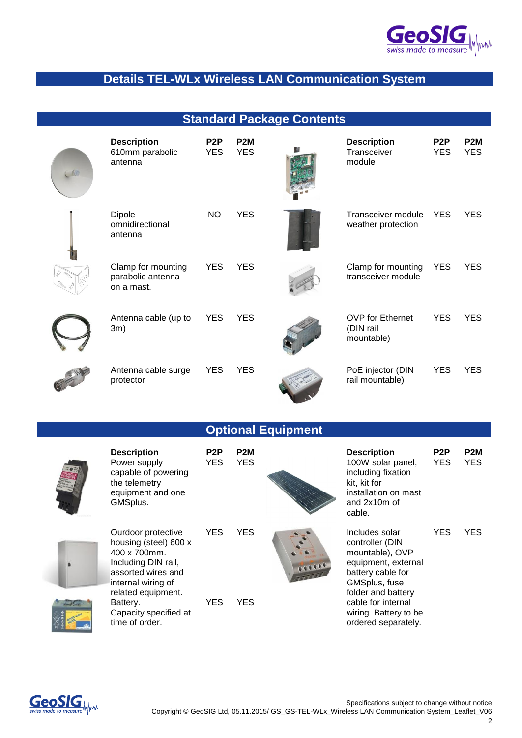# Details TEL-WLx Wireless LAN Communication System

## Standard Package Contents

| Description | P2P | P2M | Description | P2P | P2M |
|---|---|---|---|---|---|
| 610mm parabolic antenna | YES | YES | Transceiver module | YES | YES |
| Dipole omnidirectional antenna | NO | YES | Transceiver module weather protection | YES | YES |
| Clamp for mounting parabolic antenna on a mast. | YES | YES | Clamp for mounting transceiver module | YES | YES |
| Antenna cable (up to 3m) | YES | YES | OVP for Ethernet (DIN rail mountable) | YES | YES |
| Antenna cable surge protector | YES | YES | PoE injector (DIN rail mountable) | YES | YES |

## Optional Equipment

| Description | P2P | P2M | Description | P2P | P2M |
|---|---|---|---|---|---|
| Power supply capable of powering the telemetry equipment and one GMSplus. | YES | YES | 100W solar panel, including fixation kit, kit for installation on mast and 2x10m of cable. | YES | YES |
| Ourdoor protective housing (steel) 600 x 400 x 700mm. Including DIN rail, assorted wires and internal wiring of related equipment. | YES | YES | Includes solar controller (DIN mountable), OVP equipment, external battery cable for GMSplus, fuse folder and battery cable for internal wiring. Battery to be ordered separately. | YES | YES |
| Battery. Capacity specified at time of order. | YES | YES | | | |

Specifications subject to change without notice
Copyright © GeoSIG Ltd, 05.11.2015/ GS_GS-TEL-WLx_Wireless LAN Communication System_Leaflet_V06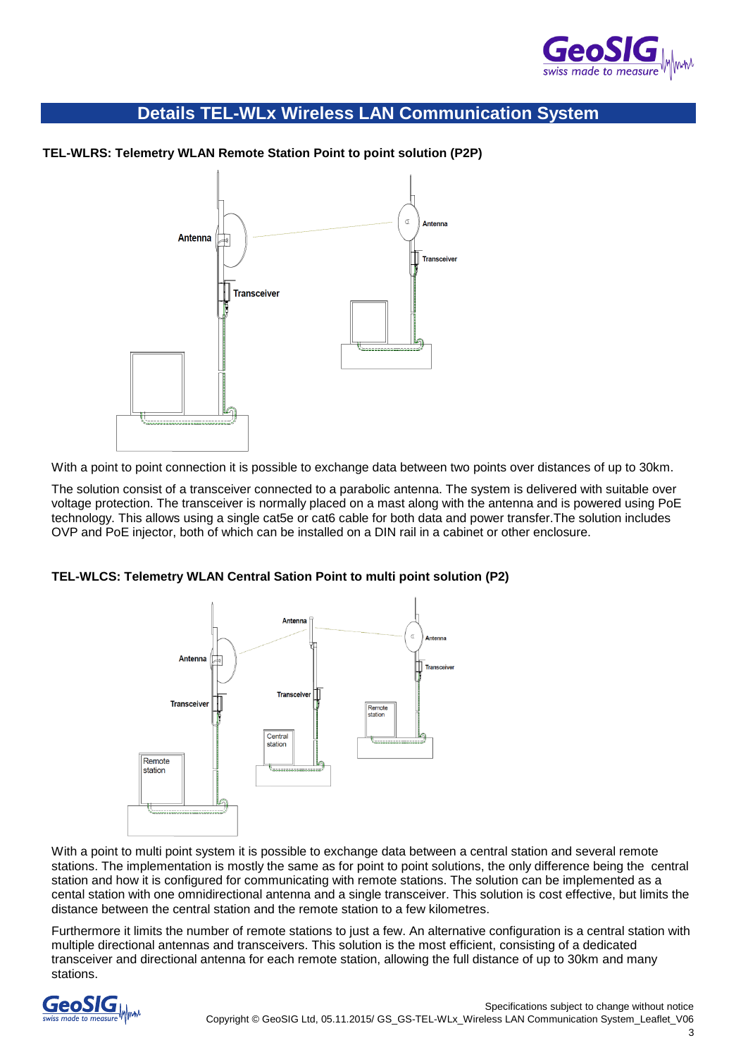## Details TEL-WLx Wireless LAN Communication System

### TEL-WLRS: Telemetry WLAN Remote Station Point to point solution (P2P)

Antenna
Transceiver
Antenna
Transceiver

With a point to point connection it is possible to exchange data between two points over distances of up to 30km.

The solution consist of a transceiver connected to a parabolic antenna. The system is delivered with suitable over voltage protection. The transceiver is normally placed on a mast along with the antenna and is powered using PoE technology. This allows using a single cat5e or cat6 cable for both data and power transfer.The solution includes OVP and PoE injector, both of which can be installed on a DIN rail in a cabinet or other enclosure.

### TEL-WLCS: Telemetry WLAN Central Sation Point to multi point solution (P2)

Antenna
Transceiver
Remote station
Antenna
Transceiver
Central station
Antenna
Transceiver
Remote station

With a point to multi point system it is possible to exchange data between a central station and several remote stations. The implementation is mostly the same as for point to point solutions, the only difference being the central station and how it is configured for communicating with remote stations. The solution can be implemented as a cental station with one omnidirectional antenna and a single transceiver. This solution is cost effective, but limits the distance between the central station and the remote station to a few kilometres.

Furthermore it limits the number of remote stations to just a few. An alternative configuration is a central station with multiple directional antennas and transceivers. This solution is the most efficient, consisting of a dedicated transceiver and directional antenna for each remote station, allowing the full distance of up to 30km and many stations.